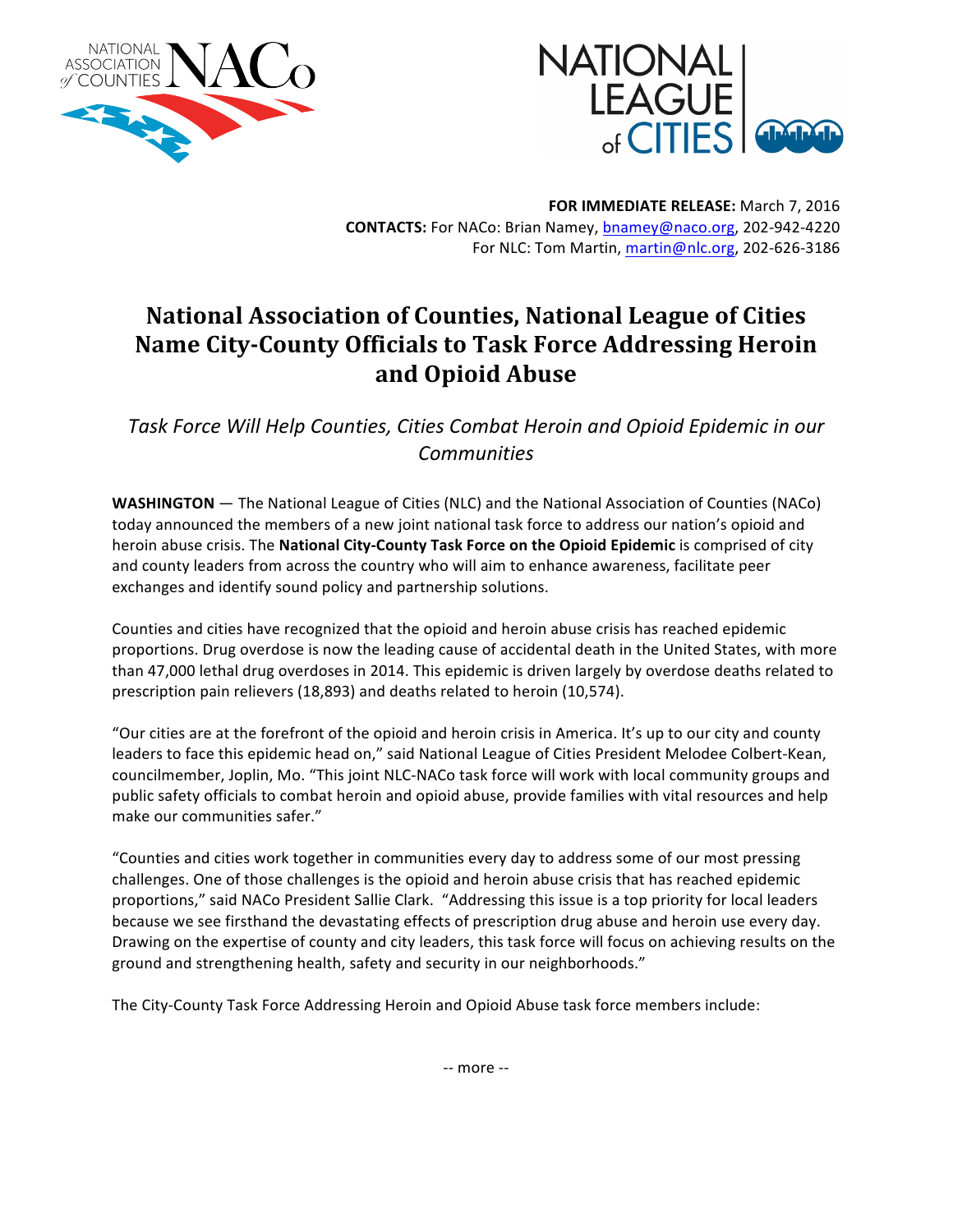NATIONAL ASSOCIATION of COUNTIES NACo

NATIONAL LEAGUE of CITIES

**FOR IMMEDIATE RELEASE:** March 7, 2016
**CONTACTS:** For NACo: Brian Namey, bnamey@naco.org, 202-942-4220
For NLC: Tom Martin, martin@nlc.org, 202-626-3186

# National Association of Counties, National League of Cities Name City-County Officials to Task Force Addressing Heroin and Opioid Abuse

*Task Force Will Help Counties, Cities Combat Heroin and Opioid Epidemic in our Communities*

**WASHINGTON** — The National League of Cities (NLC) and the National Association of Counties (NACo) today announced the members of a new joint national task force to address our nation's opioid and heroin abuse crisis. The **National City-County Task Force on the Opioid Epidemic** is comprised of city and county leaders from across the country who will aim to enhance awareness, facilitate peer exchanges and identify sound policy and partnership solutions.

Counties and cities have recognized that the opioid and heroin abuse crisis has reached epidemic proportions. Drug overdose is now the leading cause of accidental death in the United States, with more than 47,000 lethal drug overdoses in 2014. This epidemic is driven largely by overdose deaths related to prescription pain relievers (18,893) and deaths related to heroin (10,574).

"Our cities are at the forefront of the opioid and heroin crisis in America. It's up to our city and county leaders to face this epidemic head on," said National League of Cities President Melodee Colbert-Kean, councilmember, Joplin, Mo. "This joint NLC-NACo task force will work with local community groups and public safety officials to combat heroin and opioid abuse, provide families with vital resources and help make our communities safer."

"Counties and cities work together in communities every day to address some of our most pressing challenges. One of those challenges is the opioid and heroin abuse crisis that has reached epidemic proportions," said NACo President Sallie Clark. "Addressing this issue is a top priority for local leaders because we see firsthand the devastating effects of prescription drug abuse and heroin use every day. Drawing on the expertise of county and city leaders, this task force will focus on achieving results on the ground and strengthening health, safety and security in our neighborhoods."

The City-County Task Force Addressing Heroin and Opioid Abuse task force members include:

-- more --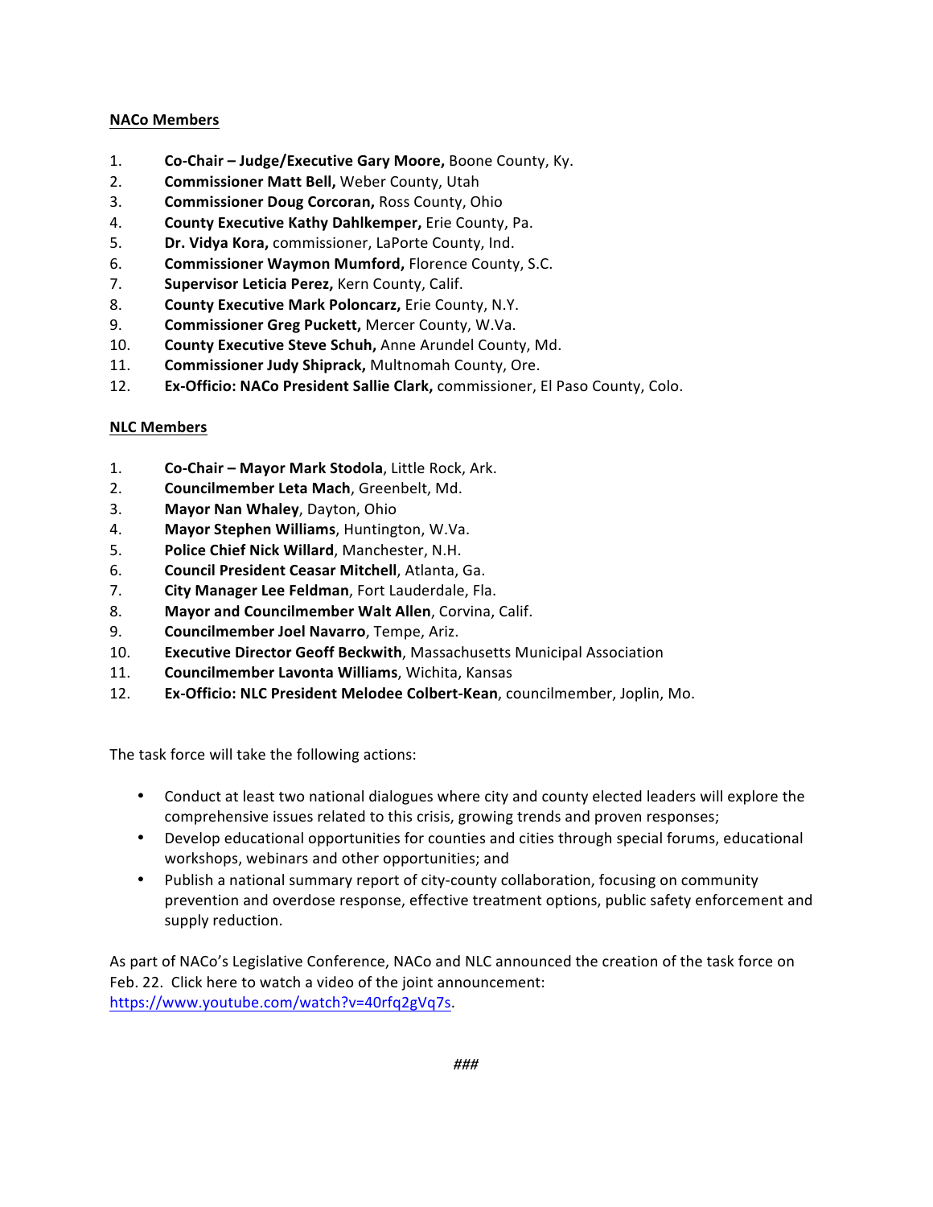**NACo Members**

1. **Co-Chair – Judge/Executive Gary Moore,** Boone County, Ky.
2. **Commissioner Matt Bell,** Weber County, Utah
3. **Commissioner Doug Corcoran,** Ross County, Ohio
4. **County Executive Kathy Dahlkemper,** Erie County, Pa.
5. **Dr. Vidya Kora,** commissioner, LaPorte County, Ind.
6. **Commissioner Waymon Mumford,** Florence County, S.C.
7. **Supervisor Leticia Perez,** Kern County, Calif.
8. **County Executive Mark Poloncarz,** Erie County, N.Y.
9. **Commissioner Greg Puckett,** Mercer County, W.Va.
10. **County Executive Steve Schuh,** Anne Arundel County, Md.
11. **Commissioner Judy Shiprack,** Multnomah County, Ore.
12. **Ex-Officio: NACo President Sallie Clark,** commissioner, El Paso County, Colo.

**NLC Members**

1. **Co-Chair – Mayor Mark Stodola**, Little Rock, Ark.
2. **Councilmember Leta Mach**, Greenbelt, Md.
3. **Mayor Nan Whaley**, Dayton, Ohio
4. **Mayor Stephen Williams**, Huntington, W.Va.
5. **Police Chief Nick Willard**, Manchester, N.H.
6. **Council President Ceasar Mitchell**, Atlanta, Ga.
7. **City Manager Lee Feldman**, Fort Lauderdale, Fla.
8. **Mayor and Councilmember Walt Allen**, Corvina, Calif.
9. **Councilmember Joel Navarro**, Tempe, Ariz.
10. **Executive Director Geoff Beckwith**, Massachusetts Municipal Association
11. **Councilmember Lavonta Williams**, Wichita, Kansas
12. **Ex-Officio: NLC President Melodee Colbert-Kean**, councilmember, Joplin, Mo.

The task force will take the following actions:

- Conduct at least two national dialogues where city and county elected leaders will explore the comprehensive issues related to this crisis, growing trends and proven responses;
- Develop educational opportunities for counties and cities through special forums, educational workshops, webinars and other opportunities; and
- Publish a national summary report of city-county collaboration, focusing on community prevention and overdose response, effective treatment options, public safety enforcement and supply reduction.

As part of NACo's Legislative Conference, NACo and NLC announced the creation of the task force on Feb. 22. Click here to watch a video of the joint announcement: https://www.youtube.com/watch?v=40rfq2gVq7s.

###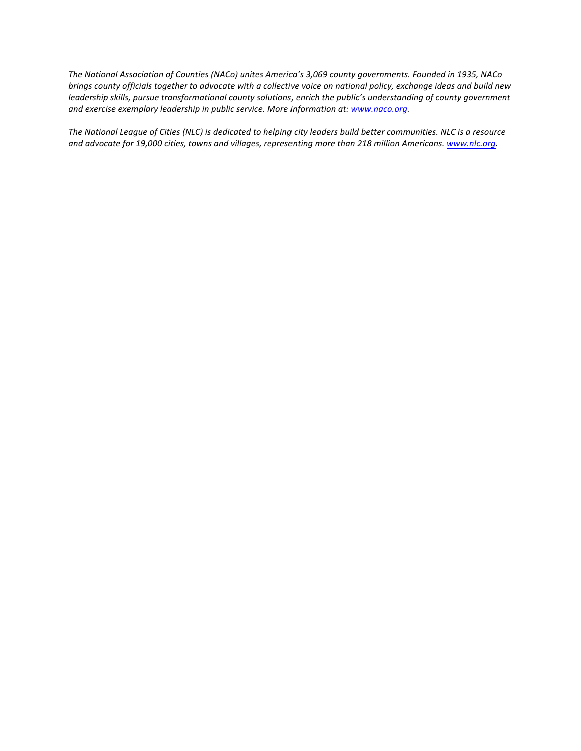*The National Association of Counties (NACo) unites America's 3,069 county governments. Founded in 1935, NACo brings county officials together to advocate with a collective voice on national policy, exchange ideas and build new leadership skills, pursue transformational county solutions, enrich the public's understanding of county government and exercise exemplary leadership in public service. More information at: [www.naco.org](http://www.naco.org).*

*The National League of Cities (NLC) is dedicated to helping city leaders build better communities. NLC is a resource and advocate for 19,000 cities, towns and villages, representing more than 218 million Americans. [www.nlc.org](http://www.nlc.org).*